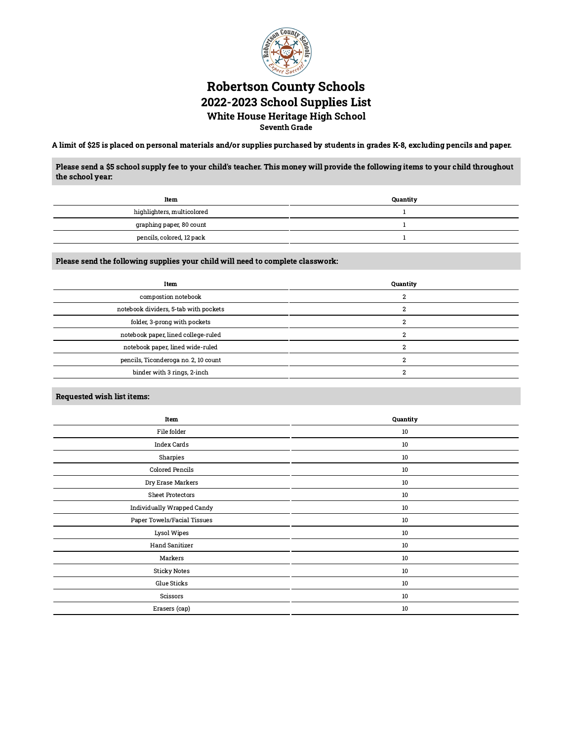# Robertson County Schools

## 2022-2023 School Supplies List

### White House Heritage High School

**Seventh Grade**

**A limit of $25 is placed on personal materials and/or supplies purchased by students in grades K-8, excluding pencils and paper.**

**Please send a $5 school supply fee to your child's teacher. This money will provide the following items to your child throughout the school year:**

| Item | Quantity |
| --- | --- |
| highlighters, multicolored | 1 |
| graphing paper, 80 count | 1 |
| pencils, colored, 12 pack | 1 |

**Please send the following supplies your child will need to complete classwork:**

| Item | Quantity |
| --- | --- |
| compostion notebook | 2 |
| notebook dividers, 5-tab with pockets | 2 |
| folder, 3-prong with pockets | 2 |
| notebook paper, lined college-ruled | 2 |
| notebook paper, lined wide-ruled | 2 |
| pencils, Ticonderoga no. 2, 10 count | 2 |
| binder with 3 rings, 2-inch | 2 |

**Requested wish list items:**

| Item | Quantity |
| --- | --- |
| File folder | 10 |
| Index Cards | 10 |
| Sharpies | 10 |
| Colored Pencils | 10 |
| Dry Erase Markers | 10 |
| Sheet Protectors | 10 |
| Individually Wrapped Candy | 10 |
| Paper Towels/Facial Tissues | 10 |
| Lysol Wipes | 10 |
| Hand Sanitizer | 10 |
| Markers | 10 |
| Sticky Notes | 10 |
| Glue Sticks | 10 |
| Scissors | 10 |
| Erasers (cap) | 10 |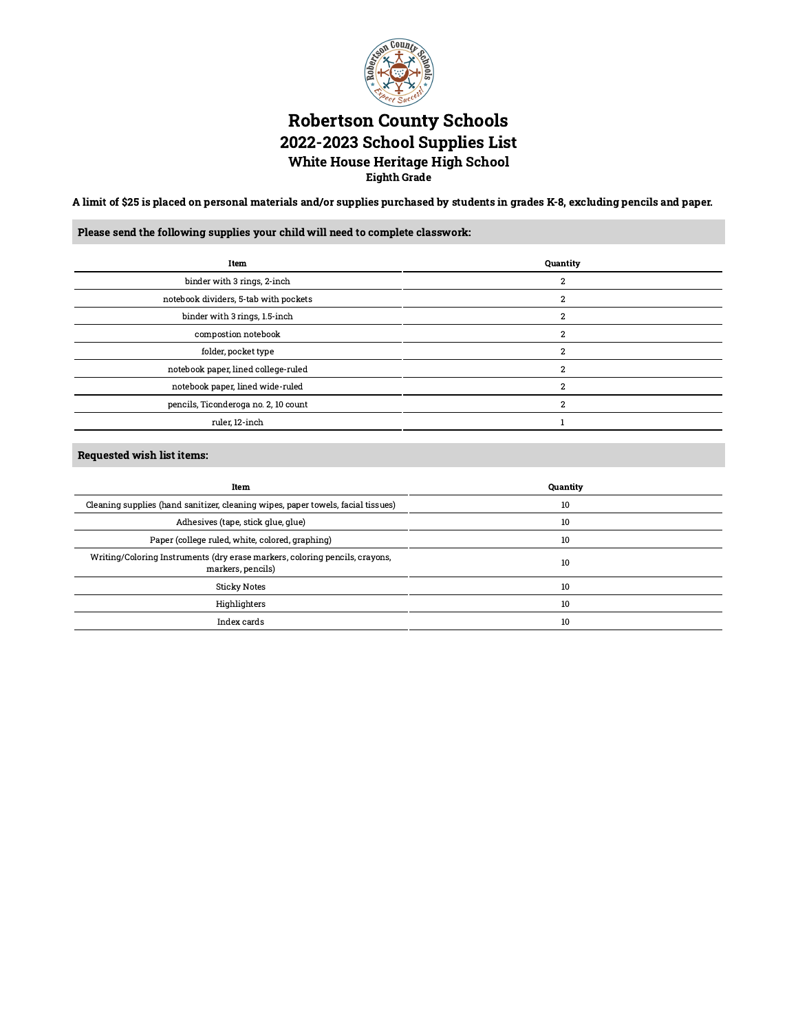# Robertson County Schools

## 2022-2023 School Supplies List

### White House Heritage High School

**Eighth Grade**

**A limit of $25 is placed on personal materials and/or supplies purchased by students in grades K-8, excluding pencils and paper.**

**Please send the following supplies your child will need to complete classwork:**

| Item | Quantity |
|---|---|
| binder with 3 rings, 2-inch | 2 |
| notebook dividers, 5-tab with pockets | 2 |
| binder with 3 rings, 1.5-inch | 2 |
| compostion notebook | 2 |
| folder, pocket type | 2 |
| notebook paper, lined college-ruled | 2 |
| notebook paper, lined wide-ruled | 2 |
| pencils, Ticonderoga no. 2, 10 count | 2 |
| ruler, 12-inch | 1 |

**Requested wish list items:**

| Item | Quantity |
|---|---|
| Cleaning supplies (hand sanitizer, cleaning wipes, paper towels, facial tissues) | 10 |
| Adhesives (tape, stick glue, glue) | 10 |
| Paper (college ruled, white, colored, graphing) | 10 |
| Writing/Coloring Instruments (dry erase markers, coloring pencils, crayons, markers, pencils) | 10 |
| Sticky Notes | 10 |
| Highlighters | 10 |
| Index cards | 10 |